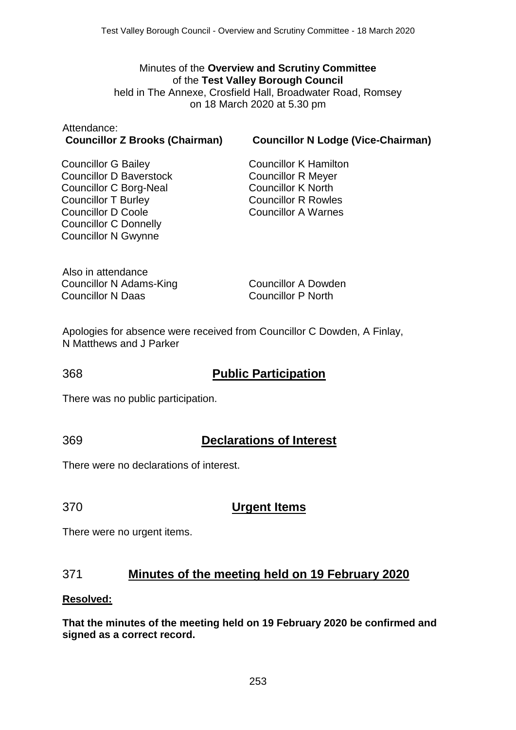Minutes of the **Overview and Scrutiny Committee**
of the **Test Valley Borough Council**
held in The Annexe, Crosfield Hall, Broadwater Road, Romsey
on 18 March 2020 at 5.30 pm

Attendance:

**Councillor Z Brooks (Chairman)**

**Councillor N Lodge (Vice-Chairman)**

Councillor G Bailey
Councillor D Baverstock
Councillor C Borg-Neal
Councillor T Burley
Councillor D Coole
Councillor C Donnelly
Councillor N Gwynne
Councillor K Hamilton
Councillor R Meyer
Councillor K North
Councillor R Rowles
Councillor A Warnes

Also in attendance
Councillor N Adams-King
Councillor N Daas
Councillor A Dowden
Councillor P North

Apologies for absence were received from Councillor C Dowden, A Finlay, N Matthews and J Parker

## 368 Public Participation

There was no public participation.

## 369 Declarations of Interest

There were no declarations of interest.

## 370 Urgent Items

There were no urgent items.

## 371 Minutes of the meeting held on 19 February 2020

**Resolved:**

**That the minutes of the meeting held on 19 February 2020 be confirmed and signed as a correct record.**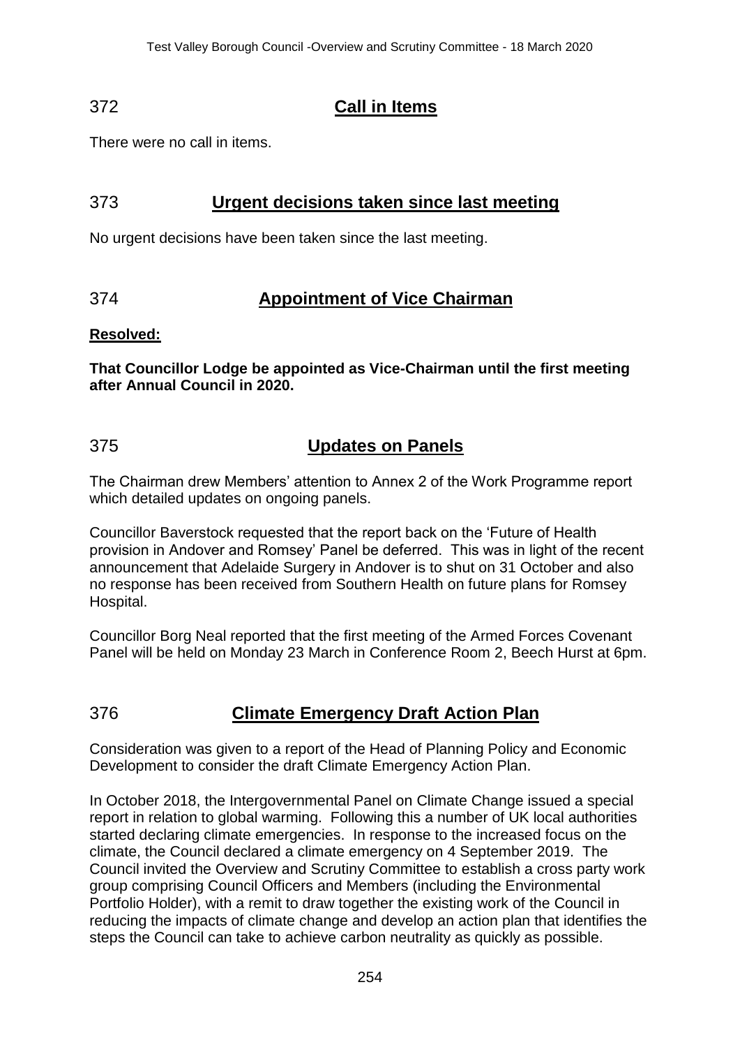## 372 Call in Items

There were no call in items.

## 373 Urgent decisions taken since last meeting

No urgent decisions have been taken since the last meeting.

## 374 Appointment of Vice Chairman

**Resolved:**

**That Councillor Lodge be appointed as Vice-Chairman until the first meeting after Annual Council in 2020.**

## 375 Updates on Panels

The Chairman drew Members' attention to Annex 2 of the Work Programme report which detailed updates on ongoing panels.

Councillor Baverstock requested that the report back on the 'Future of Health provision in Andover and Romsey' Panel be deferred. This was in light of the recent announcement that Adelaide Surgery in Andover is to shut on 31 October and also no response has been received from Southern Health on future plans for Romsey Hospital.

Councillor Borg Neal reported that the first meeting of the Armed Forces Covenant Panel will be held on Monday 23 March in Conference Room 2, Beech Hurst at 6pm.

## 376 Climate Emergency Draft Action Plan

Consideration was given to a report of the Head of Planning Policy and Economic Development to consider the draft Climate Emergency Action Plan.

In October 2018, the Intergovernmental Panel on Climate Change issued a special report in relation to global warming. Following this a number of UK local authorities started declaring climate emergencies. In response to the increased focus on the climate, the Council declared a climate emergency on 4 September 2019. The Council invited the Overview and Scrutiny Committee to establish a cross party work group comprising Council Officers and Members (including the Environmental Portfolio Holder), with a remit to draw together the existing work of the Council in reducing the impacts of climate change and develop an action plan that identifies the steps the Council can take to achieve carbon neutrality as quickly as possible.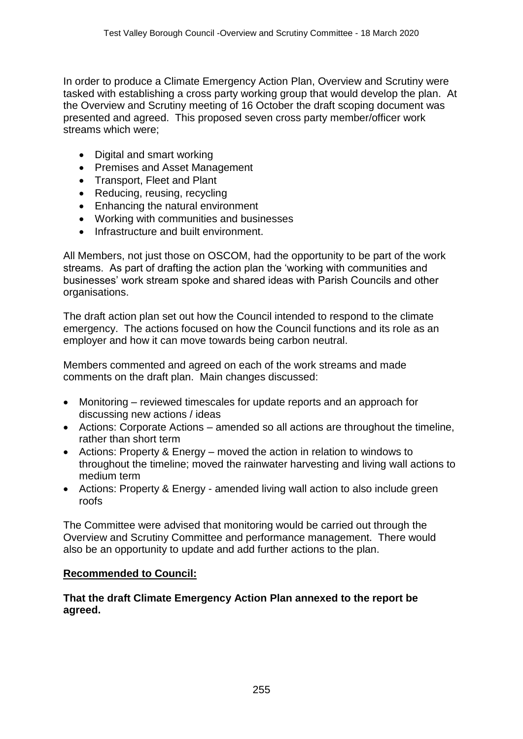In order to produce a Climate Emergency Action Plan, Overview and Scrutiny were tasked with establishing a cross party working group that would develop the plan. At the Overview and Scrutiny meeting of 16 October the draft scoping document was presented and agreed. This proposed seven cross party member/officer work streams which were;

- Digital and smart working
- Premises and Asset Management
- Transport, Fleet and Plant
- Reducing, reusing, recycling
- Enhancing the natural environment
- Working with communities and businesses
- Infrastructure and built environment.

All Members, not just those on OSCOM, had the opportunity to be part of the work streams. As part of drafting the action plan the 'working with communities and businesses' work stream spoke and shared ideas with Parish Councils and other organisations.

The draft action plan set out how the Council intended to respond to the climate emergency. The actions focused on how the Council functions and its role as an employer and how it can move towards being carbon neutral.

Members commented and agreed on each of the work streams and made comments on the draft plan. Main changes discussed:

- Monitoring – reviewed timescales for update reports and an approach for discussing new actions / ideas
- Actions: Corporate Actions – amended so all actions are throughout the timeline, rather than short term
- Actions: Property & Energy – moved the action in relation to windows to throughout the timeline; moved the rainwater harvesting and living wall actions to medium term
- Actions: Property & Energy - amended living wall action to also include green roofs

The Committee were advised that monitoring would be carried out through the Overview and Scrutiny Committee and performance management. There would also be an opportunity to update and add further actions to the plan.

**Recommended to Council:**

**That the draft Climate Emergency Action Plan annexed to the report be agreed.**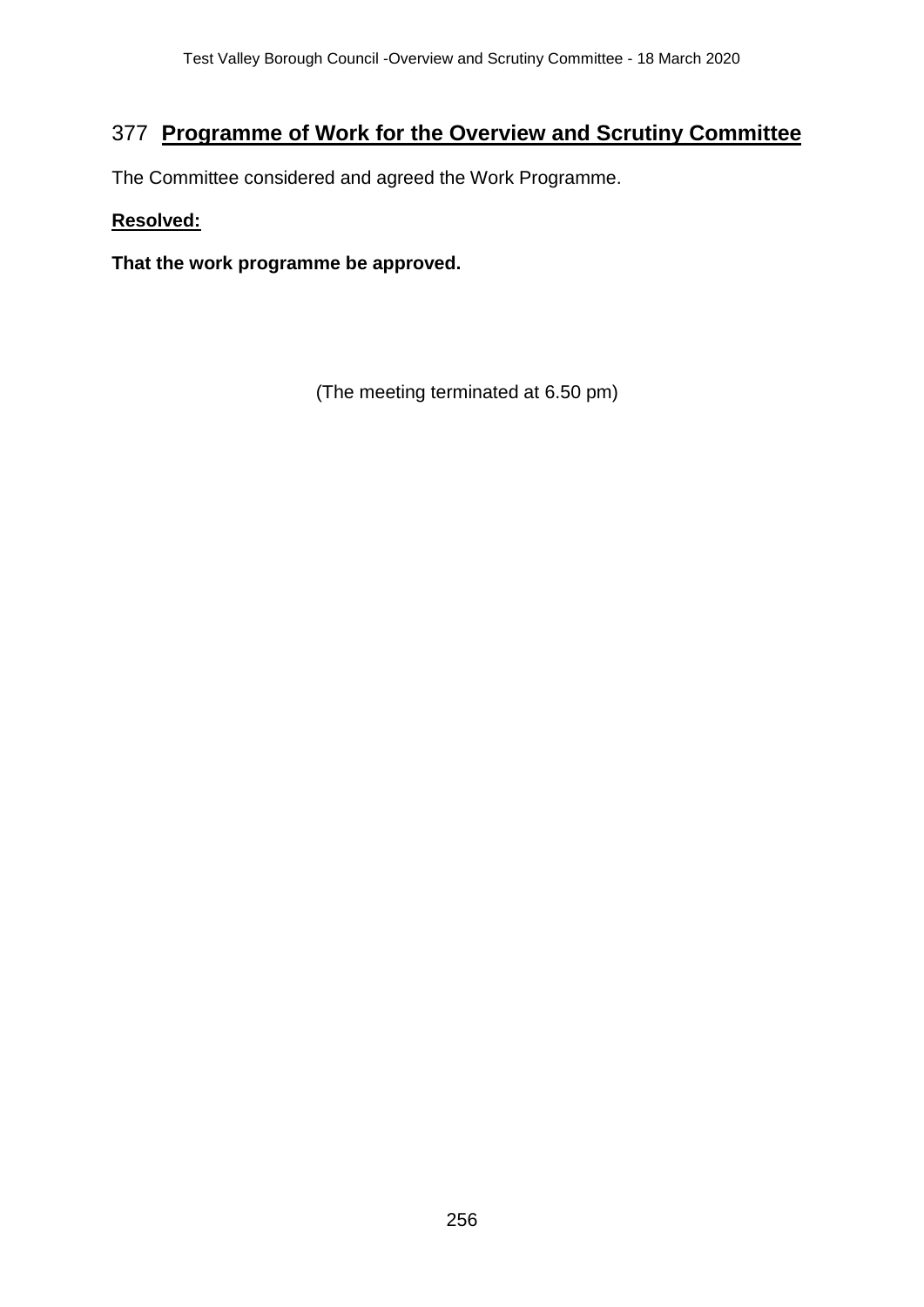## 377 **Programme of Work for the Overview and Scrutiny Committee**

The Committee considered and agreed the Work Programme.

**Resolved:**

**That the work programme be approved.**

(The meeting terminated at 6.50 pm)